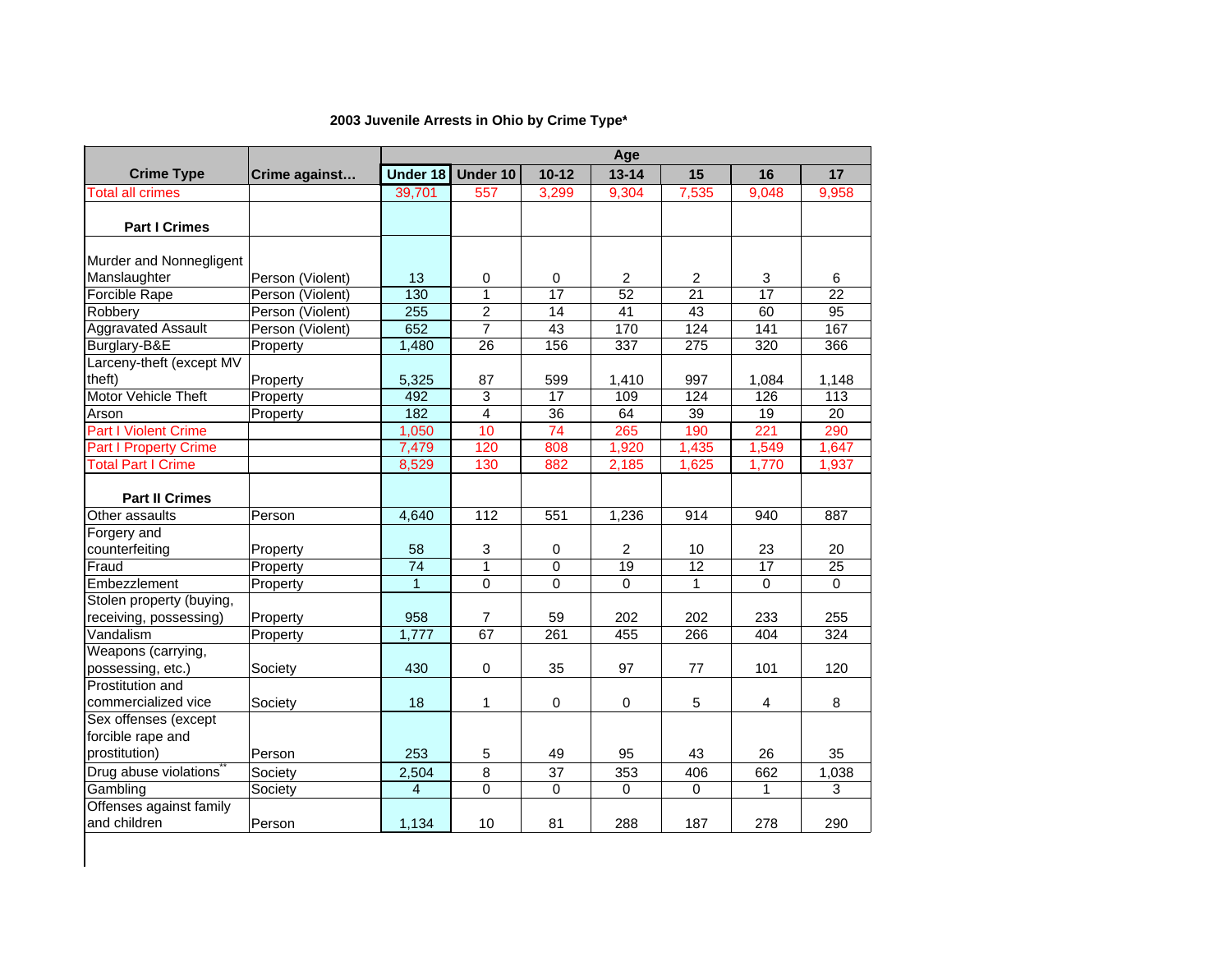**2003 Juvenile Arrests in Ohio by Crime Type***

| Crime Type | Crime against… | Age | | | | | | |
|---|---|---|---|---|---|---|---|---|
| | | Under 18 | Under 10 | 10-12 | 13-14 | 15 | 16 | 17 |
| Total all crimes | | 39,701 | 557 | 3,299 | 9,304 | 7,535 | 9,048 | 9,958 |
| **Part I Crimes** | | | | | | | | |
| Murder and Nonnegligent Manslaughter | Person (Violent) | 13 | 0 | 0 | 2 | 2 | 3 | 6 |
| Forcible Rape | Person (Violent) | 130 | 1 | 17 | 52 | 21 | 17 | 22 |
| Robbery | Person (Violent) | 255 | 2 | 14 | 41 | 43 | 60 | 95 |
| Aggravated Assault | Person (Violent) | 652 | 7 | 43 | 170 | 124 | 141 | 167 |
| Burglary-B&E | Property | 1,480 | 26 | 156 | 337 | 275 | 320 | 366 |
| Larceny-theft (except MV theft) | Property | 5,325 | 87 | 599 | 1,410 | 997 | 1,084 | 1,148 |
| Motor Vehicle Theft | Property | 492 | 3 | 17 | 109 | 124 | 126 | 113 |
| Arson | Property | 182 | 4 | 36 | 64 | 39 | 19 | 20 |
| Part I Violent Crime | | 1,050 | 10 | 74 | 265 | 190 | 221 | 290 |
| Part I Property Crime | | 7,479 | 120 | 808 | 1,920 | 1,435 | 1,549 | 1,647 |
| Total Part I Crime | | 8,529 | 130 | 882 | 2,185 | 1,625 | 1,770 | 1,937 |
| **Part II Crimes** | | | | | | | | |
| Other assaults | Person | 4,640 | 112 | 551 | 1,236 | 914 | 940 | 887 |
| Forgery and counterfeiting | Property | 58 | 3 | 0 | 2 | 10 | 23 | 20 |
| Fraud | Property | 74 | 1 | 0 | 19 | 12 | 17 | 25 |
| Embezzlement | Property | 1 | 0 | 0 | 0 | 1 | 0 | 0 |
| Stolen property (buying, receiving, possessing) | Property | 958 | 7 | 59 | 202 | 202 | 233 | 255 |
| Vandalism | Property | 1,777 | 67 | 261 | 455 | 266 | 404 | 324 |
| Weapons (carrying, possessing, etc.) | Society | 430 | 0 | 35 | 97 | 77 | 101 | 120 |
| Prostitution and commercialized vice | Society | 18 | 1 | 0 | 0 | 5 | 4 | 8 |
| Sex offenses (except forcible rape and prostitution) | Person | 253 | 5 | 49 | 95 | 43 | 26 | 35 |
| Drug abuse violations** | Society | 2,504 | 8 | 37 | 353 | 406 | 662 | 1,038 |
| Gambling | Society | 4 | 0 | 0 | 0 | 0 | 1 | 3 |
| Offenses against family and children | Person | 1,134 | 10 | 81 | 288 | 187 | 278 | 290 |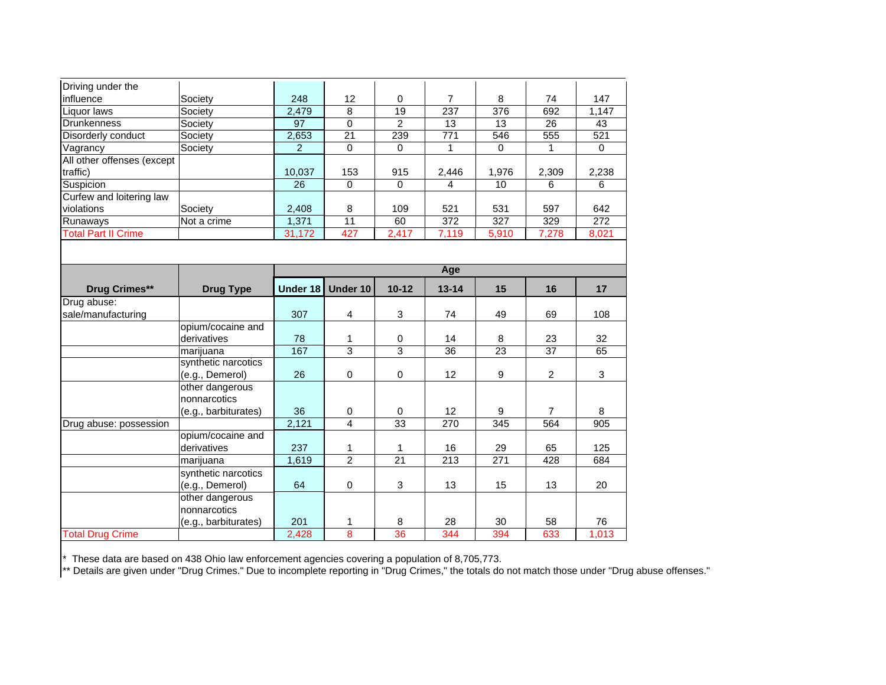| | | | | | | | | |
|---|---|---|---|---|---|---|---|---|
| Driving under the influence | Society | 248 | 12 | 0 | 7 | 8 | 74 | 147 |
| Liquor laws | Society | 2,479 | 8 | 19 | 237 | 376 | 692 | 1,147 |
| Drunkenness | Society | 97 | 0 | 2 | 13 | 13 | 26 | 43 |
| Disorderly conduct | Society | 2,653 | 21 | 239 | 771 | 546 | 555 | 521 |
| Vagrancy | Society | 2 | 0 | 0 | 1 | 0 | 1 | 0 |
| All other offenses (except traffic) | | 10,037 | 153 | 915 | 2,446 | 1,976 | 2,309 | 2,238 |
| Suspicion | | 26 | 0 | 0 | 4 | 10 | 6 | 6 |
| Curfew and loitering law violations | Society | 2,408 | 8 | 109 | 521 | 531 | 597 | 642 |
| Runaways | Not a crime | 1,371 | 11 | 60 | 372 | 327 | 329 | 272 |
| Total Part II Crime | | 31,172 | 427 | 2,417 | 7,119 | 5,910 | 7,278 | 8,021 |

| | | Age | | | | | | |
|---|---|---|---|---|---|---|---|---|
| **Drug Crimes\*\*** | **Drug Type** | **Under 18** | **Under 10** | **10-12** | **13-14** | **15** | **16** | **17** |
| Drug abuse: sale/manufacturing | | 307 | 4 | 3 | 74 | 49 | 69 | 108 |
| | opium/cocaine and derivatives | 78 | 1 | 0 | 14 | 8 | 23 | 32 |
| | marijuana | 167 | 3 | 3 | 36 | 23 | 37 | 65 |
| | synthetic narcotics (e.g., Demerol) | 26 | 0 | 0 | 12 | 9 | 2 | 3 |
| | other dangerous nonnarcotics (e.g., barbiturates) | 36 | 0 | 0 | 12 | 9 | 7 | 8 |
| Drug abuse: possession | | 2,121 | 4 | 33 | 270 | 345 | 564 | 905 |
| | opium/cocaine and derivatives | 237 | 1 | 1 | 16 | 29 | 65 | 125 |
| | marijuana | 1,619 | 2 | 21 | 213 | 271 | 428 | 684 |
| | synthetic narcotics (e.g., Demerol) | 64 | 0 | 3 | 13 | 15 | 13 | 20 |
| | other dangerous nonnarcotics (e.g., barbiturates) | 201 | 1 | 8 | 28 | 30 | 58 | 76 |
| Total Drug Crime | | 2,428 | 8 | 36 | 344 | 394 | 633 | 1,013 |

\* These data are based on 438 Ohio law enforcement agencies covering a population of 8,705,773.

\*\* Details are given under "Drug Crimes." Due to incomplete reporting in "Drug Crimes," the totals do not match those under "Drug abuse offenses."